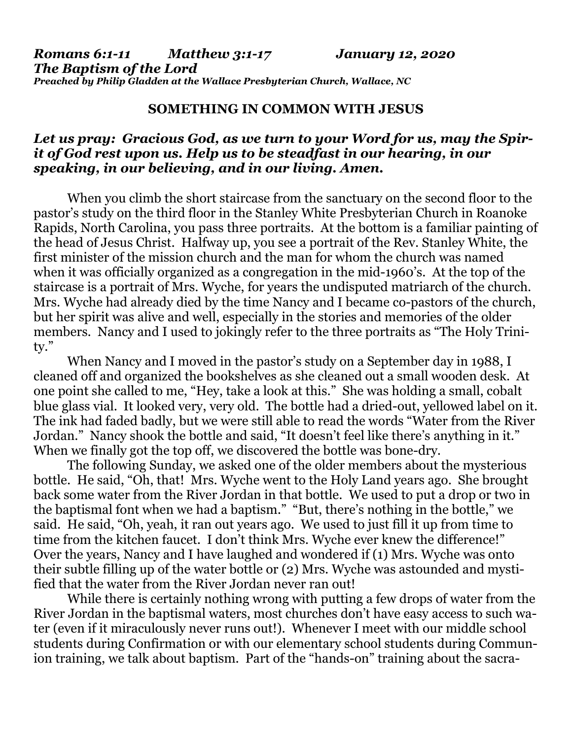***Romans 6:1-11 Matthew 3:1-17 January 12, 2020***
***The Baptism of the Lord***
***Preached by Philip Gladden at the Wallace Presbyterian Church, Wallace, NC***

## SOMETHING IN COMMON WITH JESUS

***Let us pray: Gracious God, as we turn to your Word for us, may the Spirit of God rest upon us. Help us to be steadfast in our hearing, in our speaking, in our believing, and in our living. Amen.***

When you climb the short staircase from the sanctuary on the second floor to the pastor's study on the third floor in the Stanley White Presbyterian Church in Roanoke Rapids, North Carolina, you pass three portraits. At the bottom is a familiar painting of the head of Jesus Christ. Halfway up, you see a portrait of the Rev. Stanley White, the first minister of the mission church and the man for whom the church was named when it was officially organized as a congregation in the mid-1960's. At the top of the staircase is a portrait of Mrs. Wyche, for years the undisputed matriarch of the church. Mrs. Wyche had already died by the time Nancy and I became co-pastors of the church, but her spirit was alive and well, especially in the stories and memories of the older members. Nancy and I used to jokingly refer to the three portraits as "The Holy Trinity."

When Nancy and I moved in the pastor's study on a September day in 1988, I cleaned off and organized the bookshelves as she cleaned out a small wooden desk. At one point she called to me, "Hey, take a look at this." She was holding a small, cobalt blue glass vial. It looked very, very old. The bottle had a dried-out, yellowed label on it. The ink had faded badly, but we were still able to read the words "Water from the River Jordan." Nancy shook the bottle and said, "It doesn't feel like there's anything in it." When we finally got the top off, we discovered the bottle was bone-dry.

The following Sunday, we asked one of the older members about the mysterious bottle. He said, "Oh, that! Mrs. Wyche went to the Holy Land years ago. She brought back some water from the River Jordan in that bottle. We used to put a drop or two in the baptismal font when we had a baptism." "But, there's nothing in the bottle," we said. He said, "Oh, yeah, it ran out years ago. We used to just fill it up from time to time from the kitchen faucet. I don't think Mrs. Wyche ever knew the difference!" Over the years, Nancy and I have laughed and wondered if (1) Mrs. Wyche was onto their subtle filling up of the water bottle or (2) Mrs. Wyche was astounded and mystified that the water from the River Jordan never ran out!

While there is certainly nothing wrong with putting a few drops of water from the River Jordan in the baptismal waters, most churches don't have easy access to such water (even if it miraculously never runs out!). Whenever I meet with our middle school students during Confirmation or with our elementary school students during Communion training, we talk about baptism. Part of the "hands-on" training about the sacra-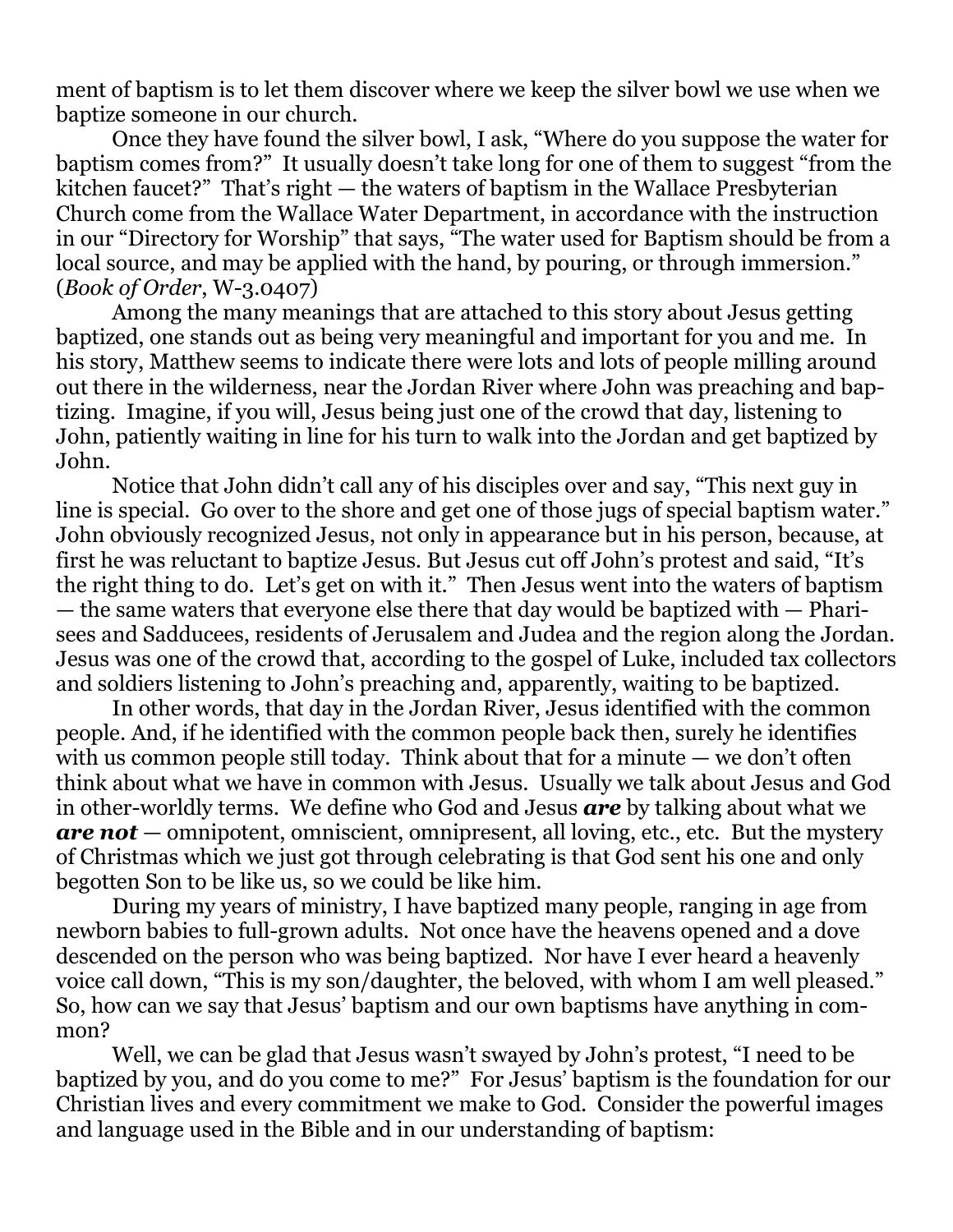ment of baptism is to let them discover where we keep the silver bowl we use when we baptize someone in our church.

Once they have found the silver bowl, I ask, "Where do you suppose the water for baptism comes from?" It usually doesn't take long for one of them to suggest "from the kitchen faucet?" That's right — the waters of baptism in the Wallace Presbyterian Church come from the Wallace Water Department, in accordance with the instruction in our "Directory for Worship" that says, "The water used for Baptism should be from a local source, and may be applied with the hand, by pouring, or through immersion." (*Book of Order*, W-3.0407)

Among the many meanings that are attached to this story about Jesus getting baptized, one stands out as being very meaningful and important for you and me. In his story, Matthew seems to indicate there were lots and lots of people milling around out there in the wilderness, near the Jordan River where John was preaching and baptizing. Imagine, if you will, Jesus being just one of the crowd that day, listening to John, patiently waiting in line for his turn to walk into the Jordan and get baptized by John.

Notice that John didn't call any of his disciples over and say, "This next guy in line is special. Go over to the shore and get one of those jugs of special baptism water." John obviously recognized Jesus, not only in appearance but in his person, because, at first he was reluctant to baptize Jesus. But Jesus cut off John's protest and said, "It's the right thing to do. Let's get on with it." Then Jesus went into the waters of baptism — the same waters that everyone else there that day would be baptized with — Pharisees and Sadducees, residents of Jerusalem and Judea and the region along the Jordan. Jesus was one of the crowd that, according to the gospel of Luke, included tax collectors and soldiers listening to John's preaching and, apparently, waiting to be baptized.

In other words, that day in the Jordan River, Jesus identified with the common people. And, if he identified with the common people back then, surely he identifies with us common people still today. Think about that for a minute — we don't often think about what we have in common with Jesus. Usually we talk about Jesus and God in other-worldly terms. We define who God and Jesus ***are*** by talking about what we ***are not*** — omnipotent, omniscient, omnipresent, all loving, etc., etc. But the mystery of Christmas which we just got through celebrating is that God sent his one and only begotten Son to be like us, so we could be like him.

During my years of ministry, I have baptized many people, ranging in age from newborn babies to full-grown adults. Not once have the heavens opened and a dove descended on the person who was being baptized. Nor have I ever heard a heavenly voice call down, "This is my son/daughter, the beloved, with whom I am well pleased." So, how can we say that Jesus' baptism and our own baptisms have anything in common?

Well, we can be glad that Jesus wasn't swayed by John's protest, "I need to be baptized by you, and do you come to me?" For Jesus' baptism is the foundation for our Christian lives and every commitment we make to God. Consider the powerful images and language used in the Bible and in our understanding of baptism: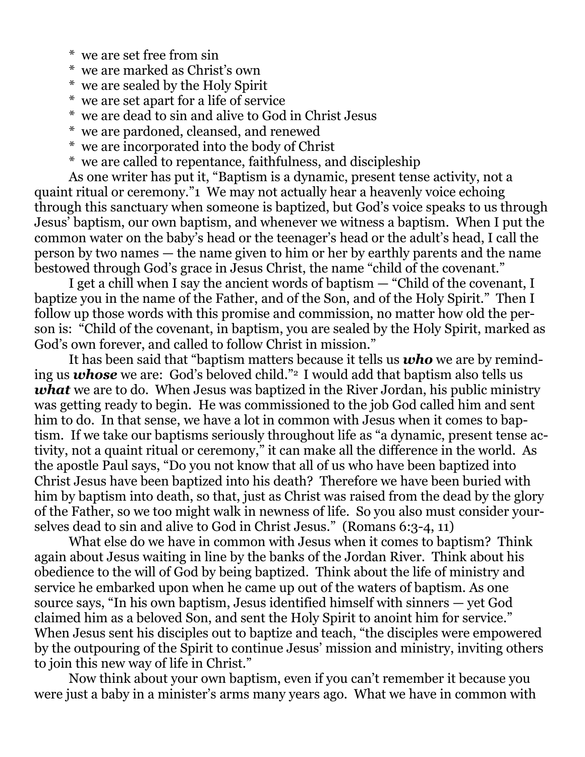* we are set free from sin
* we are marked as Christ's own
* we are sealed by the Holy Spirit
* we are set apart for a life of service
* we are dead to sin and alive to God in Christ Jesus
* we are pardoned, cleansed, and renewed
* we are incorporated into the body of Christ
* we are called to repentance, faithfulness, and discipleship

As one writer has put it, "Baptism is a dynamic, present tense activity, not a quaint ritual or ceremony."[1] We may not actually hear a heavenly voice echoing through this sanctuary when someone is baptized, but God's voice speaks to us through Jesus' baptism, our own baptism, and whenever we witness a baptism. When I put the common water on the baby's head or the teenager's head or the adult's head, I call the person by two names — the name given to him or her by earthly parents and the name bestowed through God's grace in Jesus Christ, the name "child of the covenant."

I get a chill when I say the ancient words of baptism — "Child of the covenant, I baptize you in the name of the Father, and of the Son, and of the Holy Spirit." Then I follow up those words with this promise and commission, no matter how old the person is: "Child of the covenant, in baptism, you are sealed by the Holy Spirit, marked as God's own forever, and called to follow Christ in mission."

It has been said that "baptism matters because it tells us ***who*** we are by reminding us ***whose*** we are: God's beloved child."[2] I would add that baptism also tells us ***what*** we are to do. When Jesus was baptized in the River Jordan, his public ministry was getting ready to begin. He was commissioned to the job God called him and sent him to do. In that sense, we have a lot in common with Jesus when it comes to baptism. If we take our baptisms seriously throughout life as "a dynamic, present tense activity, not a quaint ritual or ceremony," it can make all the difference in the world. As the apostle Paul says, "Do you not know that all of us who have been baptized into Christ Jesus have been baptized into his death? Therefore we have been buried with him by baptism into death, so that, just as Christ was raised from the dead by the glory of the Father, so we too might walk in newness of life. So you also must consider yourselves dead to sin and alive to God in Christ Jesus." (Romans 6:3-4, 11)

What else do we have in common with Jesus when it comes to baptism? Think again about Jesus waiting in line by the banks of the Jordan River. Think about his obedience to the will of God by being baptized. Think about the life of ministry and service he embarked upon when he came up out of the waters of baptism. As one source says, "In his own baptism, Jesus identified himself with sinners — yet God claimed him as a beloved Son, and sent the Holy Spirit to anoint him for service." When Jesus sent his disciples out to baptize and teach, "the disciples were empowered by the outpouring of the Spirit to continue Jesus' mission and ministry, inviting others to join this new way of life in Christ."

Now think about your own baptism, even if you can't remember it because you were just a baby in a minister's arms many years ago. What we have in common with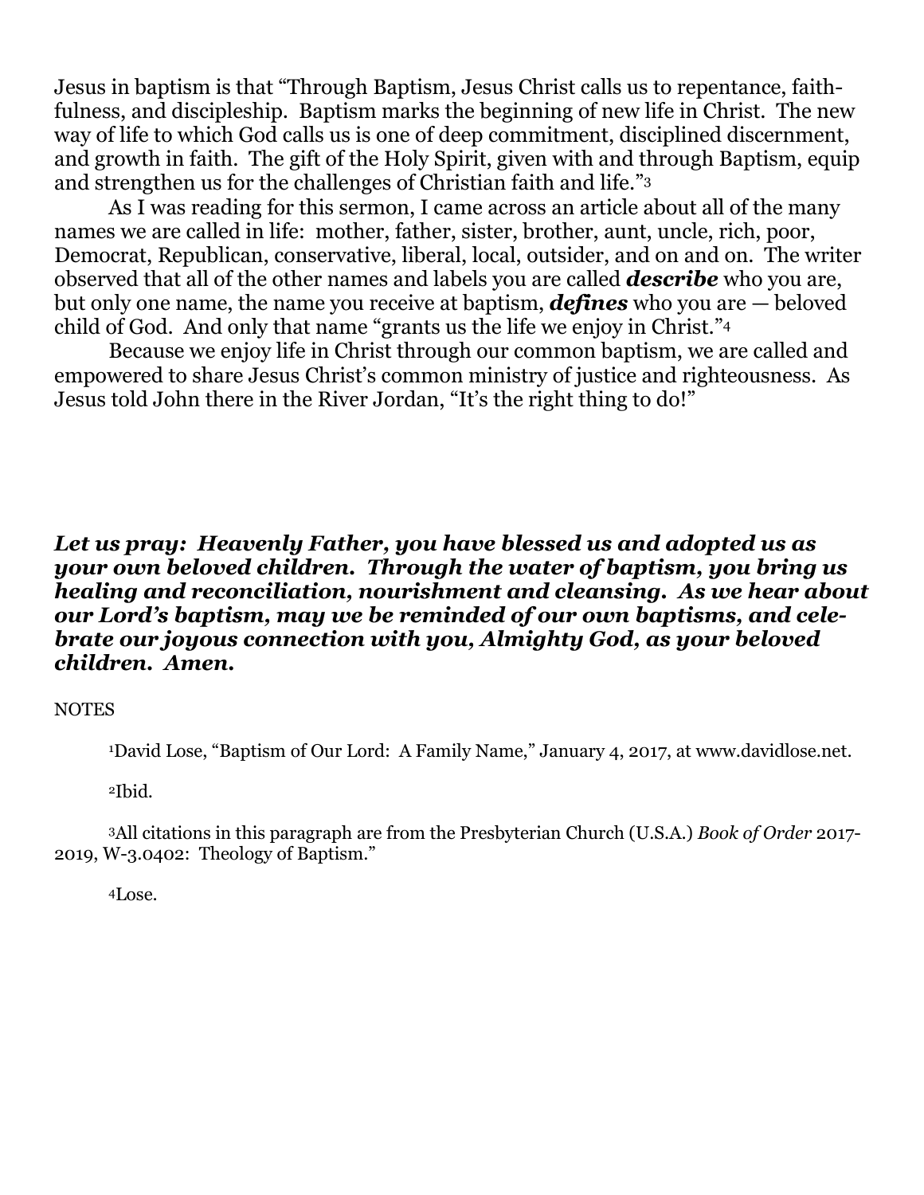Jesus in baptism is that "Through Baptism, Jesus Christ calls us to repentance, faithfulness, and discipleship. Baptism marks the beginning of new life in Christ. The new way of life to which God calls us is one of deep commitment, disciplined discernment, and growth in faith. The gift of the Holy Spirit, given with and through Baptism, equip and strengthen us for the challenges of Christian faith and life."[3]

As I was reading for this sermon, I came across an article about all of the many names we are called in life: mother, father, sister, brother, aunt, uncle, rich, poor, Democrat, Republican, conservative, liberal, local, outsider, and on and on. The writer observed that all of the other names and labels you are called ***describe*** who you are, but only one name, the name you receive at baptism, ***defines*** who you are — beloved child of God. And only that name "grants us the life we enjoy in Christ."[4]

Because we enjoy life in Christ through our common baptism, we are called and empowered to share Jesus Christ's common ministry of justice and righteousness. As Jesus told John there in the River Jordan, "It's the right thing to do!"

***Let us pray: Heavenly Father, you have blessed us and adopted us as your own beloved children. Through the water of baptism, you bring us healing and reconciliation, nourishment and cleansing. As we hear about our Lord's baptism, may we be reminded of our own baptisms, and celebrate our joyous connection with you, Almighty God, as your beloved children. Amen.***

NOTES

[1]David Lose, "Baptism of Our Lord: A Family Name," January 4, 2017, at www.davidlose.net.

[2]Ibid.

[3]All citations in this paragraph are from the Presbyterian Church (U.S.A.) *Book of Order* 2017-2019, W-3.0402: Theology of Baptism."

[4]Lose.